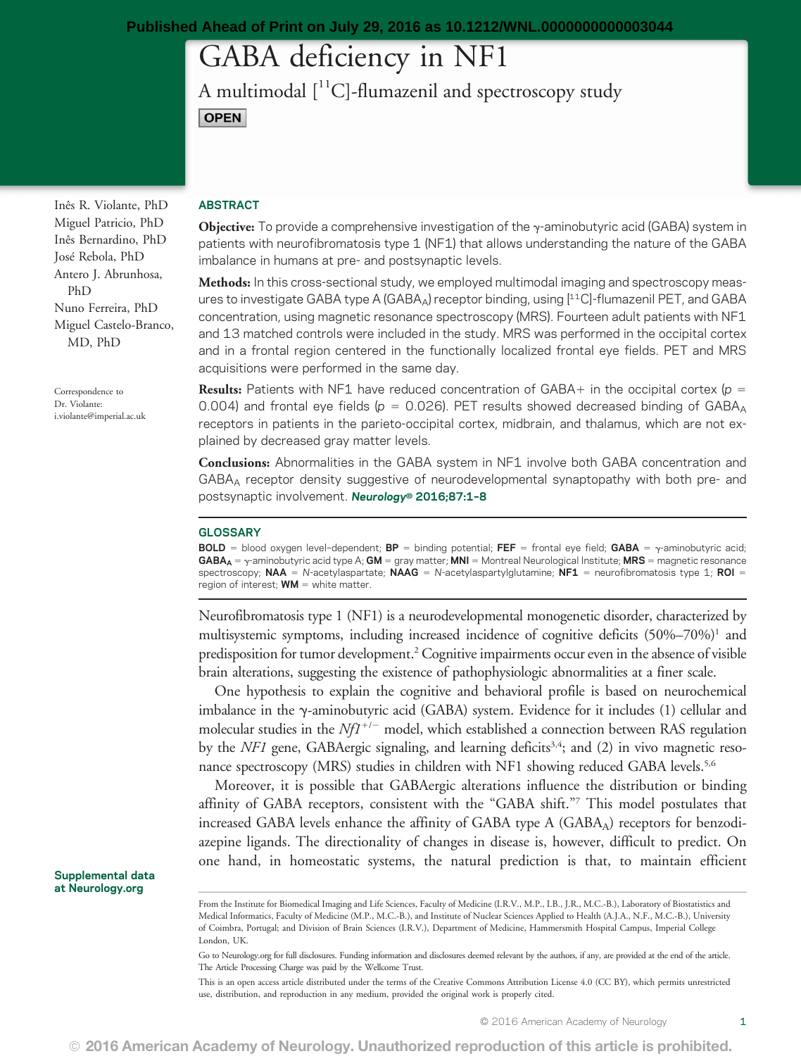Published Ahead of Print on July 29, 2016 as 10.1212/WNL.0000000000003044

# GABA deficiency in NF1

## A multimodal [$^{11}$C]-flumazenil and spectroscopy study

OPEN

Inês R. Violante, PhD
Miguel Patricio, PhD
Inês Bernardino, PhD
José Rebola, PhD
Antero J. Abrunhosa, PhD
Nuno Ferreira, PhD
Miguel Castelo-Branco, MD, PhD

Correspondence to Dr. Violante: i.violante@imperial.ac.uk

### ABSTRACT

**Objective:** To provide a comprehensive investigation of the γ-aminobutyric acid (GABA) system in patients with neurofibromatosis type 1 (NF1) that allows understanding the nature of the GABA imbalance in humans at pre- and postsynaptic levels.

**Methods:** In this cross-sectional study, we employed multimodal imaging and spectroscopy measures to investigate GABA type A ($GABA_A$) receptor binding, using [$^{11}$C]-flumazenil PET, and GABA concentration, using magnetic resonance spectroscopy (MRS). Fourteen adult patients with NF1 and 13 matched controls were included in the study. MRS was performed in the occipital cortex and in a frontal region centered in the functionally localized frontal eye fields. PET and MRS acquisitions were performed in the same day.

**Results:** Patients with NF1 have reduced concentration of GABA+ in the occipital cortex ($p = 0.004$) and frontal eye fields ($p = 0.026$). PET results showed decreased binding of $GABA_A$ receptors in patients in the parieto-occipital cortex, midbrain, and thalamus, which are not explained by decreased gray matter levels.

**Conclusions:** Abnormalities in the GABA system in NF1 involve both GABA concentration and $GABA_A$ receptor density suggestive of neurodevelopmental synaptopathy with both pre- and postsynaptic involvement. *Neurology*® 2016;87:1–8

### GLOSSARY

**BOLD** = blood oxygen level–dependent; **BP** = binding potential; **FEF** = frontal eye field; **GABA** = γ-aminobutyric acid; **$GABA_A$** = γ-aminobutyric acid type A; **GM** = gray matter; **MNI** = Montreal Neurological Institute; **MRS** = magnetic resonance spectroscopy; **NAA** = *N*-acetylaspartate; **NAAG** = *N*-acetylaspartylglutamine; **NF1** = neurofibromatosis type 1; **ROI** = region of interest; **WM** = white matter.

Neurofibromatosis type 1 (NF1) is a neurodevelopmental monogenetic disorder, characterized by multisystemic symptoms, including increased incidence of cognitive deficits (50%–70%)[1] and predisposition for tumor development.[2] Cognitive impairments occur even in the absence of visible brain alterations, suggesting the existence of pathophysiologic abnormalities at a finer scale.

One hypothesis to explain the cognitive and behavioral profile is based on neurochemical imbalance in the γ-aminobutyric acid (GABA) system. Evidence for it includes (1) cellular and molecular studies in the *Nf1*$^{+/-}$ model, which established a connection between RAS regulation by the *NF1* gene, GABAergic signaling, and learning deficits[3,4]; and (2) in vivo magnetic resonance spectroscopy (MRS) studies in children with NF1 showing reduced GABA levels.[5,6]

Moreover, it is possible that GABAergic alterations influence the distribution or binding affinity of GABA receptors, consistent with the "GABA shift."[7] This model postulates that increased GABA levels enhance the affinity of GABA type A ($GABA_A$) receptors for benzodiazepine ligands. The directionality of changes in disease is, however, difficult to predict. On one hand, in homeostatic systems, the natural prediction is that, to maintain efficient

Supplemental data at Neurology.org

From the Institute for Biomedical Imaging and Life Sciences, Faculty of Medicine (I.R.V., M.P., I.B., J.R., M.C.-B.), Laboratory of Biostatistics and Medical Informatics, Faculty of Medicine (M.P., M.C.-B.), and Institute of Nuclear Sciences Applied to Health (A.J.A., N.F., M.C.-B.), University of Coimbra, Portugal; and Division of Brain Sciences (I.R.V.), Department of Medicine, Hammersmith Hospital Campus, Imperial College London, UK.

Go to Neurology.org for full disclosures. Funding information and disclosures deemed relevant by the authors, if any, are provided at the end of the article. The Article Processing Charge was paid by the Wellcome Trust.

This is an open access article distributed under the terms of the Creative Commons Attribution License 4.0 (CC BY), which permits unrestricted use, distribution, and reproduction in any medium, provided the original work is properly cited.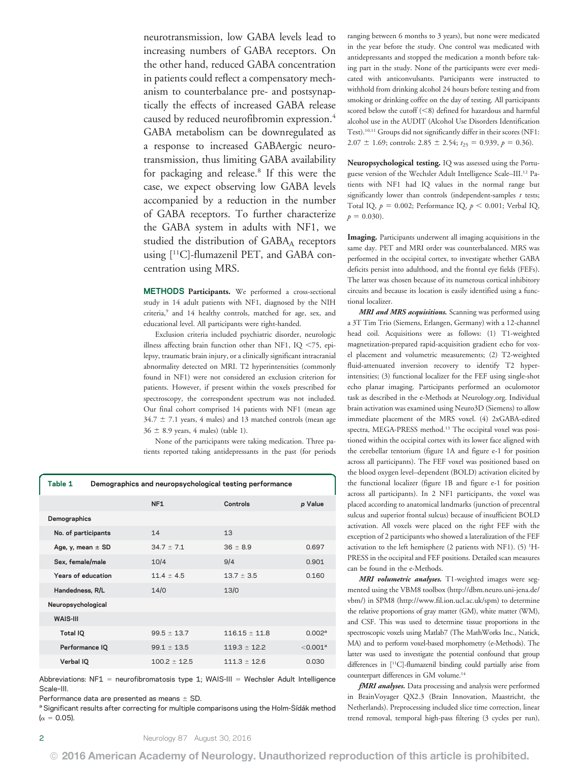neurotransmission, low GABA levels lead to increasing numbers of GABA receptors. On the other hand, reduced GABA concentration in patients could reflect a compensatory mechanism to counterbalance pre- and postsynaptically the effects of increased GABA release caused by reduced neurofibromin expression.[4] GABA metabolism can be downregulated as a response to increased GABAergic neurotransmission, thus limiting GABA availability for packaging and release.[8] If this were the case, we expect observing low GABA levels accompanied by a reduction in the number of GABA receptors. To further characterize the GABA system in adults with NF1, we studied the distribution of $GABA_A$ receptors using [$^{11}$C]-flumazenil PET, and GABA concentration using MRS.

## METHODS

**Participants.** We performed a cross-sectional study in 14 adult patients with NF1, diagnosed by the NIH criteria,[9] and 14 healthy controls, matched for age, sex, and educational level. All participants were right-handed.

Exclusion criteria included psychiatric disorder, neurologic illness affecting brain function other than NF1, IQ <75, epilepsy, traumatic brain injury, or a clinically significant intracranial abnormality detected on MRI. T2 hyperintensities (commonly found in NF1) were not considered an exclusion criterion for patients. However, if present within the voxels prescribed for spectroscopy, the correspondent spectrum was not included. Our final cohort comprised 14 patients with NF1 (mean age 34.7 ± 7.1 years, 4 males) and 13 matched controls (mean age 36 ± 8.9 years, 4 males) (table 1).

None of the participants were taking medication. Three patients reported taking antidepressants in the past (for periods ranging between 6 months to 3 years), but none were medicated in the year before the study. One control was medicated with antidepressants and stopped the medication a month before taking part in the study. None of the participants were ever medicated with anticonvulsants. Participants were instructed to withhold from drinking alcohol 24 hours before testing and from smoking or drinking coffee on the day of testing. All participants scored below the cutoff (<8) defined for hazardous and harmful alcohol use in the AUDIT (Alcohol Use Disorders Identification Test).[10,11] Groups did not significantly differ in their scores (NF1: 2.07 ± 1.69; controls: 2.85 ± 2.54; $t_{25} = 0.939$, $p = 0.36$).

**Table 1** Demographics and neuropsychological testing performance

| | NF1 | Controls | p Value |
|---|---|---|---|
| **Demographics** | | | |
| No. of participants | 14 | 13 | |
| Age, y, mean ± SD | 34.7 ± 7.1 | 36 ± 8.9 | 0.697 |
| Sex, female/male | 10/4 | 9/4 | 0.901 |
| Years of education | 11.4 ± 4.5 | 13.7 ± 3.5 | 0.160 |
| Handedness, R/L | 14/0 | 13/0 | |
| **Neuropsychological** | | | |
| WAIS-III | | | |
| Total IQ | 99.5 ± 13.7 | 116.15 ± 11.8 | 0.002[a] |
| Performance IQ | 99.1 ± 13.5 | 119.3 ± 12.2 | <0.001[a] |
| Verbal IQ | 100.2 ± 12.5 | 111.3 ± 12.6 | 0.030 |

Abbreviations: NF1 = neurofibromatosis type 1; WAIS-III = Wechsler Adult Intelligence Scale–III.

Performance data are presented as means ± SD.

[a] Significant results after correcting for multiple comparisons using the Holm-Šídák method ($\alpha = 0.05$).

**Neuropsychological testing.** IQ was assessed using the Portuguese version of the Wechsler Adult Intelligence Scale–III.[12] Patients with NF1 had IQ values in the normal range but significantly lower than controls (independent-samples *t* tests; Total IQ, $p = 0.002$; Performance IQ, $p < 0.001$; Verbal IQ, $p = 0.030$).

**Imaging.** Participants underwent all imaging acquisitions in the same day. PET and MRI order was counterbalanced. MRS was performed in the occipital cortex, to investigate whether GABA deficits persist into adulthood, and the frontal eye fields (FEFs). The latter was chosen because of its numerous cortical inhibitory circuits and because its location is easily identified using a functional localizer.

***MRI and MRS acquisitions.*** Scanning was performed using a 3T Tim Trio (Siemens, Erlangen, Germany) with a 12-channel head coil. Acquisitions were as follows: (1) T1-weighted magnetization-prepared rapid-acquisition gradient echo for voxel placement and volumetric measurements; (2) T2-weighted fluid-attenuated inversion recovery to identify T2 hyperintensities; (3) functional localizer for the FEF using single-shot echo planar imaging. Participants performed an oculomotor task as described in the e-Methods at Neurology.org. Individual brain activation was examined using Neuro3D (Siemens) to allow immediate placement of the MRS voxel. (4) 2xGABA-edited spectra, MEGA-PRESS method.[13] The occipital voxel was positioned within the occipital cortex with its lower face aligned with the cerebellar tentorium (figure 1A and figure e-1 for position across all participants). The FEF voxel was positioned based on the blood oxygen level–dependent (BOLD) activation elicited by the functional localizer (figure 1B and figure e-1 for position across all participants). In 2 NF1 participants, the voxel was placed according to anatomical landmarks (junction of precentral sulcus and superior frontal sulcus) because of insufficient BOLD activation. All voxels were placed on the right FEF with the exception of 2 participants who showed a lateralization of the FEF activation to the left hemisphere (2 patients with NF1). (5) $^{1}$H-PRESS in the occipital and FEF positions. Detailed scan measures can be found in the e-Methods.

***MRI volumetric analyses.*** T1-weighted images were segmented using the VBM8 toolbox (http://dbm.neuro.uni-jena.de/vbm/) in SPM8 (http://www.fil.ion.ucl.ac.uk/spm) to determine the relative proportions of gray matter (GM), white matter (WM), and CSF. This was used to determine tissue proportions in the spectroscopic voxels using Matlab7 (The MathWorks Inc., Natick, MA) and to perform voxel-based morphometry (e-Methods). The latter was used to investigate the potential confound that group differences in [$^{11}$C]-flumazenil binding could partially arise from counterpart differences in GM volume.[14]

***fMRI analyses.*** Data processing and analysis were performed in BrainVoyager QX2.3 (Brain Innovation, Maastricht, the Netherlands). Preprocessing included slice time correction, linear trend removal, temporal high-pass filtering (3 cycles per run),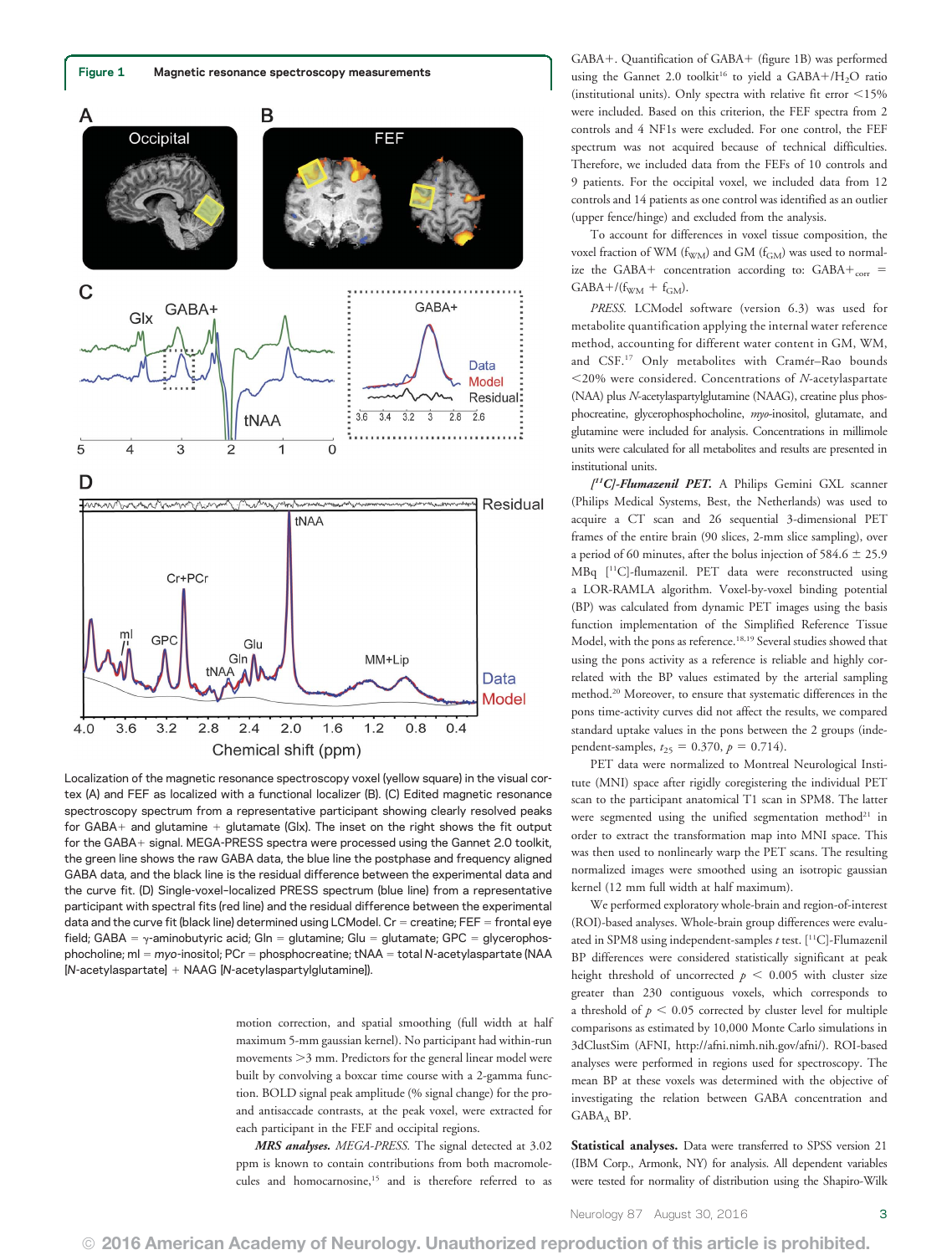**Figure 1** Magnetic resonance spectroscopy measurements

Localization of the magnetic resonance spectroscopy voxel (yellow square) in the visual cortex (A) and FEF as localized with a functional localizer (B). (C) Edited magnetic resonance spectroscopy spectrum from a representative participant showing clearly resolved peaks for GABA+ and glutamine + glutamate (Glx). The inset on the right shows the fit output for the GABA+ signal. MEGA-PRESS spectra were processed using the Gannet 2.0 toolkit, the green line shows the raw GABA data, the blue line the postphase and frequency aligned GABA data, and the black line is the residual difference between the experimental data and the curve fit. (D) Single-voxel–localized PRESS spectrum (blue line) from a representative participant with spectral fits (red line) and the residual difference between the experimental data and the curve fit (black line) determined using LCModel. Cr = creatine; FEF = frontal eye field; GABA = γ-aminobutyric acid; Gln = glutamine; Glu = glutamate; GPC = glycerophosphocholine; ml = *myo*-inositol; PCr = phosphocreatine; tNAA = total *N*-acetylaspartate (NAA [*N*-acetylaspartate] + NAAG [*N*-acetylaspartylglutamine]).

motion correction, and spatial smoothing (full width at half maximum 5-mm gaussian kernel). No participant had within-run movements >3 mm. Predictors for the general linear model were built by convolving a boxcar time course with a 2-gamma function. BOLD signal peak amplitude (% signal change) for the pro- and antisaccade contrasts, at the peak voxel, were extracted for each participant in the FEF and occipital regions.

***MRS analyses.*** *MEGA-PRESS.* The signal detected at 3.02 ppm is known to contain contributions from both macromolecules and homocarnosine,[15] and is therefore referred to as GABA+. Quantification of GABA+ (figure 1B) was performed using the Gannet 2.0 toolkit[16] to yield a GABA+/$H_2O$ ratio (institutional units). Only spectra with relative fit error <15% were included. Based on this criterion, the FEF spectra from 2 controls and 4 NF1s were excluded. For one control, the FEF spectrum was not acquired because of technical difficulties. Therefore, we included data from the FEFs of 10 controls and 9 patients. For the occipital voxel, we included data from 12 controls and 14 patients as one control was identified as an outlier (upper fence/hinge) and excluded from the analysis.

To account for differences in voxel tissue composition, the voxel fraction of WM ($f_{WM}$) and GM ($f_{GM}$) was used to normalize the GABA+ concentration according to: $GABA+_{corr} = GABA+/(f_{WM} + f_{GM})$.

*PRESS.* LCModel software (version 6.3) was used for metabolite quantification applying the internal water reference method, accounting for different water content in GM, WM, and CSF.[17] Only metabolites with Cramér–Rao bounds <20% were considered. Concentrations of *N*-acetylaspartate (NAA) plus *N*-acetylaspartylglutamine (NAAG), creatine plus phosphocreatine, glycerophosphocholine, *myo*-inositol, glutamate, and glutamine were included for analysis. Concentrations in millimole units were calculated for all metabolites and results are presented in institutional units.

***[$^{11}$C]-Flumazenil PET.*** A Philips Gemini GXL scanner (Philips Medical Systems, Best, the Netherlands) was used to acquire a CT scan and 26 sequential 3-dimensional PET frames of the entire brain (90 slices, 2-mm slice sampling), over a period of 60 minutes, after the bolus injection of 584.6 ± 25.9 MBq [$^{11}$C]-flumazenil. PET data were reconstructed using a LOR-RAMLA algorithm. Voxel-by-voxel binding potential (BP) was calculated from dynamic PET images using the basis function implementation of the Simplified Reference Tissue Model, with the pons as reference.[18,19] Several studies showed that using the pons activity as a reference is reliable and highly correlated with the BP values estimated by the arterial sampling method.[20] Moreover, to ensure that systematic differences in the pons time-activity curves did not affect the results, we compared standard uptake values in the pons between the 2 groups (independent-samples, $t_{25} = 0.370$, $p = 0.714$).

PET data were normalized to Montreal Neurological Institute (MNI) space after rigidly coregistering the individual PET scan to the participant anatomical T1 scan in SPM8. The latter were segmented using the unified segmentation method[21] in order to extract the transformation map into MNI space. This was then used to nonlinearly warp the PET scans. The resulting normalized images were smoothed using an isotropic gaussian kernel (12 mm full width at half maximum).

We performed exploratory whole-brain and region-of-interest (ROI)-based analyses. Whole-brain group differences were evaluated in SPM8 using independent-samples *t* test. [$^{11}$C]-Flumazenil BP differences were considered statistically significant at peak height threshold of uncorrected $p < 0.005$ with cluster size greater than 230 contiguous voxels, which corresponds to a threshold of $p < 0.05$ corrected by cluster level for multiple comparisons as estimated by 10,000 Monte Carlo simulations in 3dClustSim (AFNI, http://afni.nimh.nih.gov/afni/). ROI-based analyses were performed in regions used for spectroscopy. The mean BP at these voxels was determined with the objective of investigating the relation between GABA concentration and $GABA_A$ BP.

**Statistical analyses.** Data were transferred to SPSS version 21 (IBM Corp., Armonk, NY) for analysis. All dependent variables were tested for normality of distribution using the Shapiro-Wilk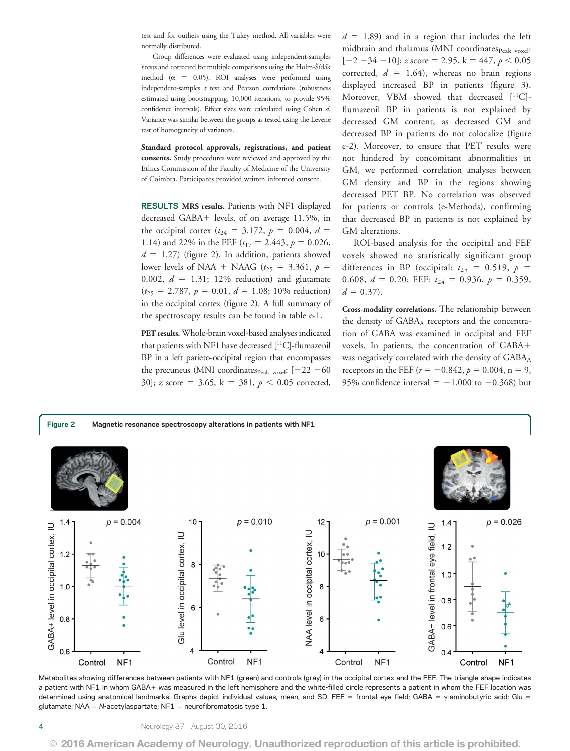test and for outliers using the Tukey method. All variables were normally distributed.

Group differences were evaluated using independent-samples $t$ tests and corrected for multiple comparisons using the Holm-Šídák method ($\alpha = 0.05$). ROI analyses were performed using independent-samples $t$ test and Pearson correlations (robustness estimated using bootstrapping, 10,000 iterations, to provide 95% confidence intervals). Effect sizes were calculated using Cohen $d$. Variance was similar between the groups as tested using the Levene test of homogeneity of variances.

**Standard protocol approvals, registrations, and patient consents.** Study procedures were reviewed and approved by the Ethics Commission of the Faculty of Medicine of the University of Coimbra. Participants provided written informed consent.

## RESULTS

**MRS results.** Patients with NF1 displayed decreased GABA+ levels, of on average 11.5%, in the occipital cortex ($t_{24} = 3.172$, $p = 0.004$, $d = 1.14$) and 22% in the FEF ($t_{17} = 2.443$, $p = 0.026$, $d = 1.27$) (figure 2). In addition, patients showed lower levels of NAA + NAAG ($t_{25} = 3.361$, $p = 0.002$, $d = 1.31$; 12% reduction) and glutamate ($t_{25} = 2.787$, $p = 0.01$, $d = 1.08$; 10% reduction) in the occipital cortex (figure 2). A full summary of the spectroscopy results can be found in table e-1.

**PET results.** Whole-brain voxel-based analyses indicated that patients with NF1 have decreased [$^{11}$C]-flumazenil BP in a left parieto-occipital region that encompasses the precuneus (MNI coordinates$_{\text{Peak voxel}}$: [−22 −60 30]; $z$ score = 3.65, k = 381, $p < 0.05$ corrected, $d = 1.89$) and in a region that includes the left midbrain and thalamus (MNI coordinates$_{\text{Peak voxel}}$: [−2 −34 −10]; $z$ score = 2.95, k = 447, $p < 0.05$ corrected, $d = 1.64$), whereas no brain regions displayed increased BP in patients (figure 3). Moreover, VBM showed that decreased [$^{11}$C]-flumazenil BP in patients is not explained by decreased GM content, as decreased GM and decreased BP in patients do not colocalize (figure e-2). Moreover, to ensure that PET results were not hindered by concomitant abnormalities in GM, we performed correlation analyses between GM density and BP in the regions showing decreased PET BP. No correlation was observed for patients or controls (e-Methods), confirming that decreased BP in patients is not explained by GM alterations.

ROI-based analysis for the occipital and FEF voxels showed no statistically significant group differences in BP (occipital: $t_{25} = 0.519$, $p = 0.608$, $d = 0.20$; FEF: $t_{24} = 0.936$, $p = 0.359$, $d = 0.37$).

**Cross-modality correlations.** The relationship between the density of GABA$_A$ receptors and the concentration of GABA was examined in occipital and FEF voxels. In patients, the concentration of GABA+ was negatively correlated with the density of GABA$_A$ receptors in the FEF ($r = -0.842$, $p = 0.004$, n = 9, 95% confidence interval = −1.000 to −0.368) but

**Figure 2** Magnetic resonance spectroscopy alterations in patients with NF1

Metabolites showing differences between patients with NF1 (green) and controls (gray) in the occipital cortex and the FEF. The triangle shape indicates a patient with NF1 in whom GABA+ was measured in the left hemisphere and the white-filled circle represents a patient in whom the FEF location was determined using anatomical landmarks. Graphs depict individual values, mean, and SD. FEF = frontal eye field; GABA = γ-aminobutyric acid; Glu = glutamate; NAA = N-acetylaspartate; NF1 = neurofibromatosis type 1.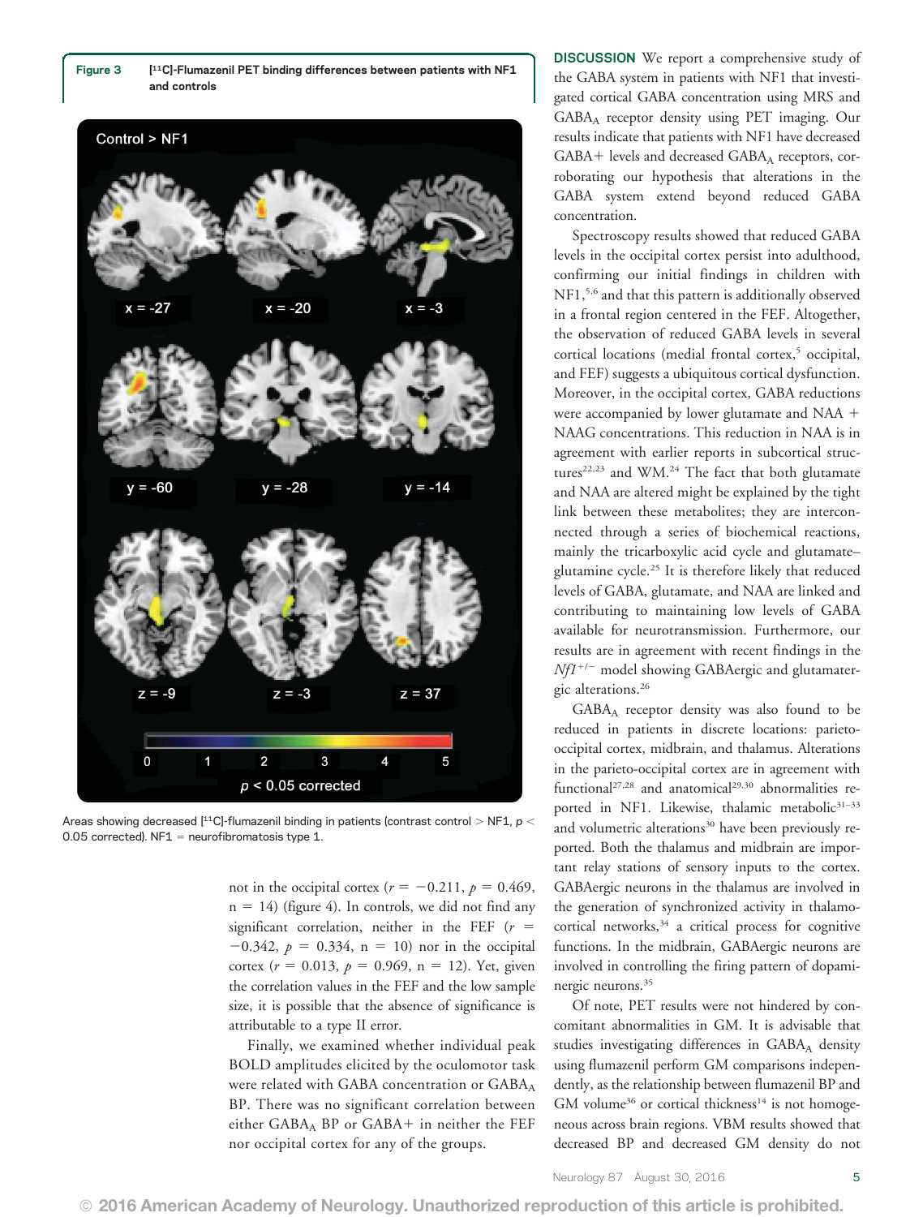**Figure 3** [$^{11}$C]-Flumazenil PET binding differences between patients with NF1 and controls

Areas showing decreased [$^{11}$C]-flumazenil binding in patients (contrast control > NF1, $p < 0.05$ corrected). NF1 = neurofibromatosis type 1.

not in the occipital cortex ($r = -0.211$, $p = 0.469$, n = 14) (figure 4). In controls, we did not find any significant correlation, neither in the FEF ($r = -0.342$, $p = 0.334$, n = 10) nor in the occipital cortex ($r = 0.013$, $p = 0.969$, n = 12). Yet, given the correlation values in the FEF and the low sample size, it is possible that the absence of significance is attributable to a type II error.

Finally, we examined whether individual peak BOLD amplitudes elicited by the oculomotor task were related with GABA concentration or $GABA_A$ BP. There was no significant correlation between either $GABA_A$ BP or GABA+ in neither the FEF nor occipital cortex for any of the groups.

**DISCUSSION** We report a comprehensive study of the GABA system in patients with NF1 that investigated cortical GABA concentration using MRS and $GABA_A$ receptor density using PET imaging. Our results indicate that patients with NF1 have decreased GABA+ levels and decreased $GABA_A$ receptors, corroborating our hypothesis that alterations in the GABA system extend beyond reduced GABA concentration.

Spectroscopy results showed that reduced GABA levels in the occipital cortex persist into adulthood, confirming our initial findings in children with NF1,[5,6] and that this pattern is additionally observed in a frontal region centered in the FEF. Altogether, the observation of reduced GABA levels in several cortical locations (medial frontal cortex,[5] occipital, and FEF) suggests a ubiquitous cortical dysfunction. Moreover, in the occipital cortex, GABA reductions were accompanied by lower glutamate and NAA + NAAG concentrations. This reduction in NAA is in agreement with earlier reports in subcortical structures[22,23] and WM.[24] The fact that both glutamate and NAA are altered might be explained by the tight link between these metabolites; they are interconnected through a series of biochemical reactions, mainly the tricarboxylic acid cycle and glutamate–glutamine cycle.[25] It is therefore likely that reduced levels of GABA, glutamate, and NAA are linked and contributing to maintaining low levels of GABA available for neurotransmission. Furthermore, our results are in agreement with recent findings in the *Nf1*$^{+/-}$ model showing GABAergic and glutamatergic alterations.[26]

$GABA_A$ receptor density was also found to be reduced in patients in discrete locations: parieto-occipital cortex, midbrain, and thalamus. Alterations in the parieto-occipital cortex are in agreement with functional[27,28] and anatomical[29,30] abnormalities reported in NF1. Likewise, thalamic metabolic[31–33] and volumetric alterations[30] have been previously reported. Both the thalamus and midbrain are important relay stations of sensory inputs to the cortex. GABAergic neurons in the thalamus are involved in the generation of synchronized activity in thalamocortical networks,[34] a critical process for cognitive functions. In the midbrain, GABAergic neurons are involved in controlling the firing pattern of dopaminergic neurons.[35]

Of note, PET results were not hindered by concomitant abnormalities in GM. It is advisable that studies investigating differences in $GABA_A$ density using flumazenil perform GM comparisons independently, as the relationship between flumazenil BP and GM volume[36] or cortical thickness[14] is not homogeneous across brain regions. VBM results showed that decreased BP and decreased GM density do not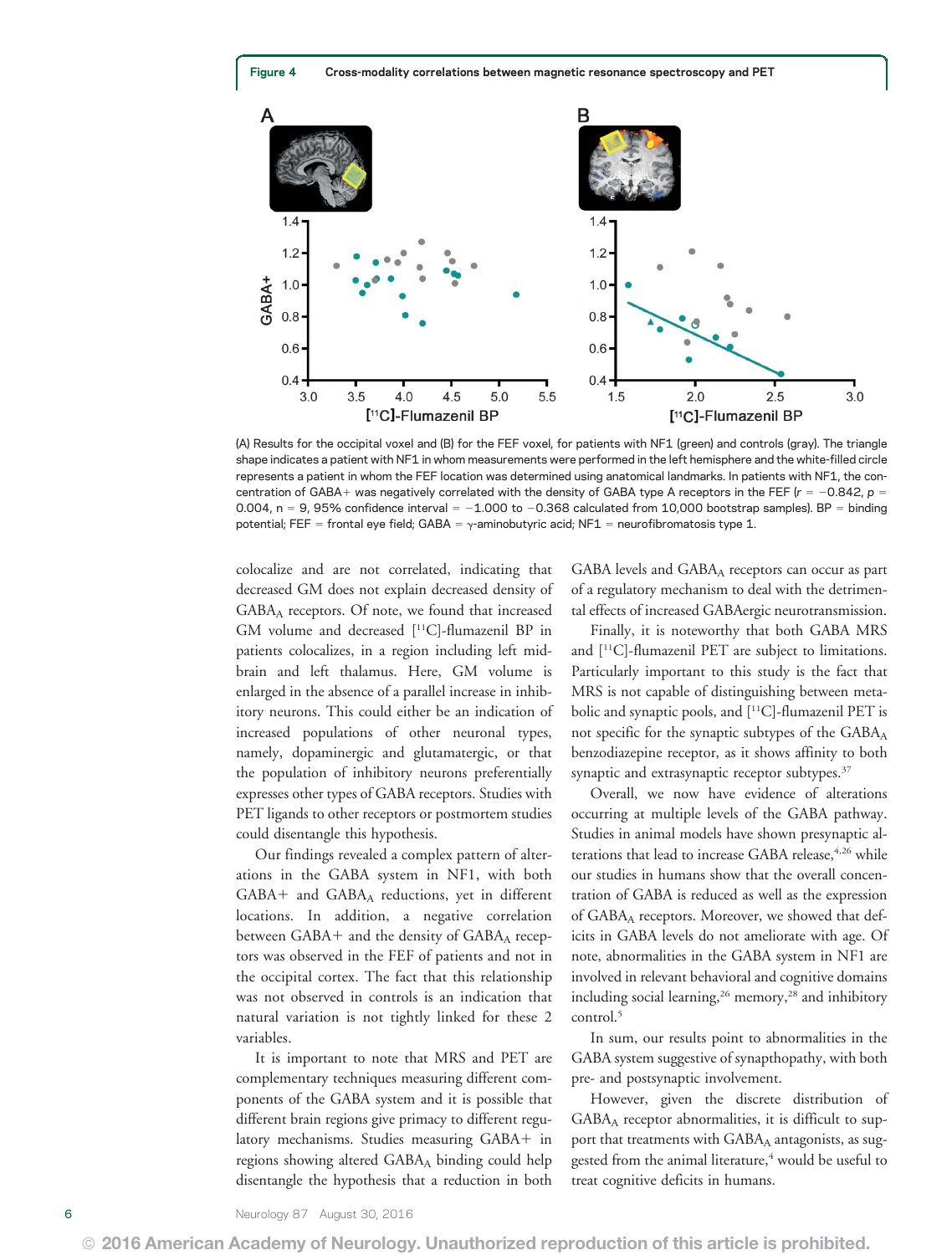**Figure 4 Cross-modality correlations between magnetic resonance spectroscopy and PET**

(A) Results for the occipital voxel and (B) for the FEF voxel, for patients with NF1 (green) and controls (gray). The triangle shape indicates a patient with NF1 in whom measurements were performed in the left hemisphere and the white-filled circle represents a patient in whom the FEF location was determined using anatomical landmarks. In patients with NF1, the concentration of GABA+ was negatively correlated with the density of GABA type A receptors in the FEF ($r = -0.842$, $p = 0.004$, $n = 9$, 95% confidence interval $= -1.000$ to $-0.368$ calculated from 10,000 bootstrap samples). BP = binding potential; FEF = frontal eye field; GABA = γ-aminobutyric acid; NF1 = neurofibromatosis type 1.

colocalize and are not correlated, indicating that decreased GM does not explain decreased density of $GABA_A$ receptors. Of note, we found that increased GM volume and decreased [$^{11}$C]-flumazenil BP in patients colocalizes, in a region including left midbrain and left thalamus. Here, GM volume is enlarged in the absence of a parallel increase in inhibitory neurons. This could either be an indication of increased populations of other neuronal types, namely, dopaminergic and glutamatergic, or that the population of inhibitory neurons preferentially expresses other types of GABA receptors. Studies with PET ligands to other receptors or postmortem studies could disentangle this hypothesis.

Our findings revealed a complex pattern of alterations in the GABA system in NF1, with both GABA+ and $GABA_A$ reductions, yet in different locations. In addition, a negative correlation between GABA+ and the density of $GABA_A$ receptors was observed in the FEF of patients and not in the occipital cortex. The fact that this relationship was not observed in controls is an indication that natural variation is not tightly linked for these 2 variables.

It is important to note that MRS and PET are complementary techniques measuring different components of the GABA system and it is possible that different brain regions give primacy to different regulatory mechanisms. Studies measuring GABA+ in regions showing altered $GABA_A$ binding could help disentangle the hypothesis that a reduction in both GABA levels and $GABA_A$ receptors can occur as part of a regulatory mechanism to deal with the detrimental effects of increased GABAergic neurotransmission.

Finally, it is noteworthy that both GABA MRS and [$^{11}$C]-flumazenil PET are subject to limitations. Particularly important to this study is the fact that MRS is not capable of distinguishing between metabolic and synaptic pools, and [$^{11}$C]-flumazenil PET is not specific for the synaptic subtypes of the $GABA_A$ benzodiazepine receptor, as it shows affinity to both synaptic and extrasynaptic receptor subtypes.[37]

Overall, we now have evidence of alterations occurring at multiple levels of the GABA pathway. Studies in animal models have shown presynaptic alterations that lead to increase GABA release,[4,26] while our studies in humans show that the overall concentration of GABA is reduced as well as the expression of $GABA_A$ receptors. Moreover, we showed that deficits in GABA levels do not ameliorate with age. Of note, abnormalities in the GABA system in NF1 are involved in relevant behavioral and cognitive domains including social learning,[26] memory,[28] and inhibitory control.[5]

In sum, our results point to abnormalities in the GABA system suggestive of synapthopathy, with both pre- and postsynaptic involvement.

However, given the discrete distribution of $GABA_A$ receptor abnormalities, it is difficult to support that treatments with $GABA_A$ antagonists, as suggested from the animal literature,[4] would be useful to treat cognitive deficits in humans.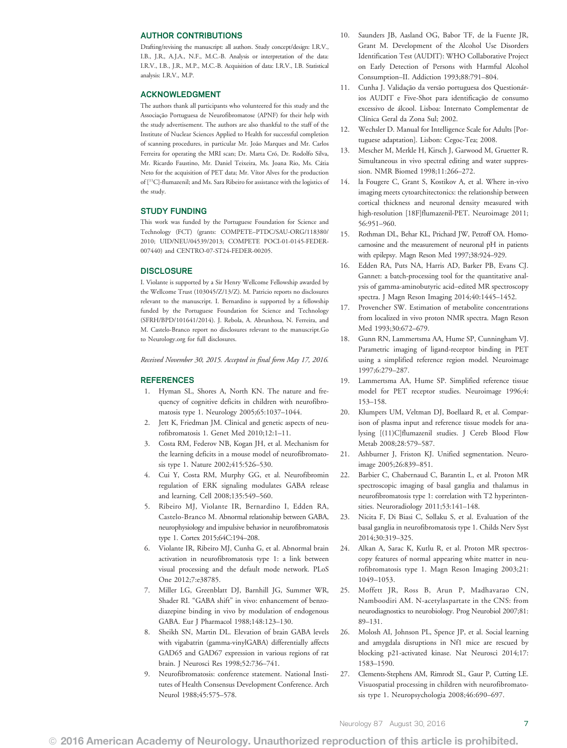## AUTHOR CONTRIBUTIONS

Drafting/revising the manuscript: all authors. Study concept/design: I.R.V., I.B., J.R., A.J.A., N.F., M.C.-B. Analysis or interpretation of the data: I.R.V., I.B., J.R., M.P., M.C.-B. Acquisition of data: I.R.V., I.B. Statistical analysis: I.R.V., M.P.

## ACKNOWLEDGMENT

The authors thank all participants who volunteered for this study and the Associação Portuguesa de Neurofibromatose (APNF) for their help with the study advertisement. The authors are also thankful to the staff of the Institute of Nuclear Sciences Applied to Health for successful completion of scanning procedures, in particular Mr. João Marques and Mr. Carlos Ferreira for operating the MRI scan; Dr. Marta Cró, Dr. Rodolfo Silva, Mr. Ricardo Faustino, Mr. Daniel Teixeira, Ms. Joana Rio, Ms. Cátia Neto for the acquisition of PET data; Mr. Vítor Alves for the production of [$^{11}$C]-flumazenil; and Ms. Sara Ribeiro for assistance with the logistics of the study.

## STUDY FUNDING

This work was funded by the Portuguese Foundation for Science and Technology (FCT) (grants: COMPETE–PTDC/SAU-ORG/118380/2010; UID/NEU/04539/2013; COMPETE POCI-01-0145-FEDER-007440) and CENTRO-07-ST24-FEDER-00205.

## DISCLOSURE

I. Violante is supported by a Sir Henry Wellcome Fellowship awarded by the Wellcome Trust (103045/Z/13/Z). M. Patricio reports no disclosures relevant to the manuscript. I. Bernardino is supported by a fellowship funded by the Portuguese Foundation for Science and Technology (SFRH/BPD/101641/2014). J. Rebola, A. Abrunhosa, N. Ferreira, and M. Castelo-Branco report no disclosures relevant to the manuscript.Go to Neurology.org for full disclosures.

*Received November 30, 2015. Accepted in final form May 17, 2016.*

## REFERENCES

1. Hyman SL, Shores A, North KN. The nature and frequency of cognitive deficits in children with neurofibromatosis type 1. Neurology 2005;65:1037–1044.
2. Jett K, Friedman JM. Clinical and genetic aspects of neurofibromatosis 1. Genet Med 2010;12:1–11.
3. Costa RM, Federov NB, Kogan JH, et al. Mechanism for the learning deficits in a mouse model of neurofibromatosis type 1. Nature 2002;415:526–530.
4. Cui Y, Costa RM, Murphy GG, et al. Neurofibromin regulation of ERK signaling modulates GABA release and learning. Cell 2008;135:549–560.
5. Ribeiro MJ, Violante IR, Bernardino I, Edden RA, Castelo-Branco M. Abnormal relationship between GABA, neurophysiology and impulsive behavior in neurofibromatosis type 1. Cortex 2015;64C:194–208.
6. Violante IR, Ribeiro MJ, Cunha G, et al. Abnormal brain activation in neurofibromatosis type 1: a link between visual processing and the default mode network. PLoS One 2012;7:e38785.
7. Miller LG, Greenblatt DJ, Barnhill JG, Summer WR, Shader RI. "GABA shift" in vivo: enhancement of benzodiazepine binding in vivo by modulation of endogenous GABA. Eur J Pharmacol 1988;148:123–130.
8. Sheikh SN, Martin DL. Elevation of brain GABA levels with vigabatrin (gamma-vinylGABA) differentially affects GAD65 and GAD67 expression in various regions of rat brain. J Neurosci Res 1998;52:736–741.
9. Neurofibromatosis: conference statement. National Institutes of Health Consensus Development Conference. Arch Neurol 1988;45:575–578.
10. Saunders JB, Aasland OG, Babor TF, de la Fuente JR, Grant M. Development of the Alcohol Use Disorders Identification Test (AUDIT): WHO Collaborative Project on Early Detection of Persons with Harmful Alcohol Consumption–II. Addiction 1993;88:791–804.
11. Cunha J. Validação da versão portuguesa dos Questionários AUDIT e Five-Shot para identificação de consumo excessivo de álcool. Lisboa: Internato Complementar de Clínica Geral da Zona Sul; 2002.
12. Wechsler D. Manual for Intelligence Scale for Adults [Portuguese adaptation]. Lisbon: Cegoc-Tea; 2008.
13. Mescher M, Merkle H, Kirsch J, Garwood M, Gruetter R. Simultaneous in vivo spectral editing and water suppression. NMR Biomed 1998;11:266–272.
14. la Fougere C, Grant S, Kostikov A, et al. Where in-vivo imaging meets cytoarchitectonics: the relationship between cortical thickness and neuronal density measured with high-resolution [18F]flumazenil-PET. Neuroimage 2011;56:951–960.
15. Rothman DL, Behar KL, Prichard JW, Petroff OA. Homocarnosine and the measurement of neuronal pH in patients with epilepsy. Magn Reson Med 1997;38:924–929.
16. Edden RA, Puts NA, Harris AD, Barker PB, Evans CJ. Gannet: a batch-processing tool for the quantitative analysis of gamma-aminobutyric acid–edited MR spectroscopy spectra. J Magn Reson Imaging 2014;40:1445–1452.
17. Provencher SW. Estimation of metabolite concentrations from localized in vivo proton NMR spectra. Magn Reson Med 1993;30:672–679.
18. Gunn RN, Lammertsma AA, Hume SP, Cunningham VJ. Parametric imaging of ligand-receptor binding in PET using a simplified reference region model. Neuroimage 1997;6:279–287.
19. Lammertsma AA, Hume SP. Simplified reference tissue model for PET receptor studies. Neuroimage 1996;4:153–158.
20. Klumpers UM, Veltman DJ, Boellaard R, et al. Comparison of plasma input and reference tissue models for analysing [(11)C]flumazenil studies. J Cereb Blood Flow Metab 2008;28:579–587.
21. Ashburner J, Friston KJ. Unified segmentation. Neuroimage 2005;26:839–851.
22. Barbier C, Chabernaud C, Barantin L, et al. Proton MR spectroscopic imaging of basal ganglia and thalamus in neurofibromatosis type 1: correlation with T2 hyperintensities. Neuroradiology 2011;53:141–148.
23. Nicita F, Di Biasi C, Sollaku S, et al. Evaluation of the basal ganglia in neurofibromatosis type 1. Childs Nerv Syst 2014;30:319–325.
24. Alkan A, Sarac K, Kutlu R, et al. Proton MR spectroscopy features of normal appearing white matter in neurofibromatosis type 1. Magn Reson Imaging 2003;21:1049–1053.
25. Moffett JR, Ross B, Arun P, Madhavarao CN, Namboodiri AM. N-acetylaspartate in the CNS: from neurodiagnostics to neurobiology. Prog Neurobiol 2007;81:89–131.
26. Molosh AI, Johnson PL, Spence JP, et al. Social learning and amygdala disruptions in Nf1 mice are rescued by blocking p21-activated kinase. Nat Neurosci 2014;17:1583–1590.
27. Clements-Stephens AM, Rimrodt SL, Gaur P, Cutting LE. Visuospatial processing in children with neurofibromatosis type 1. Neuropsychologia 2008;46:690–697.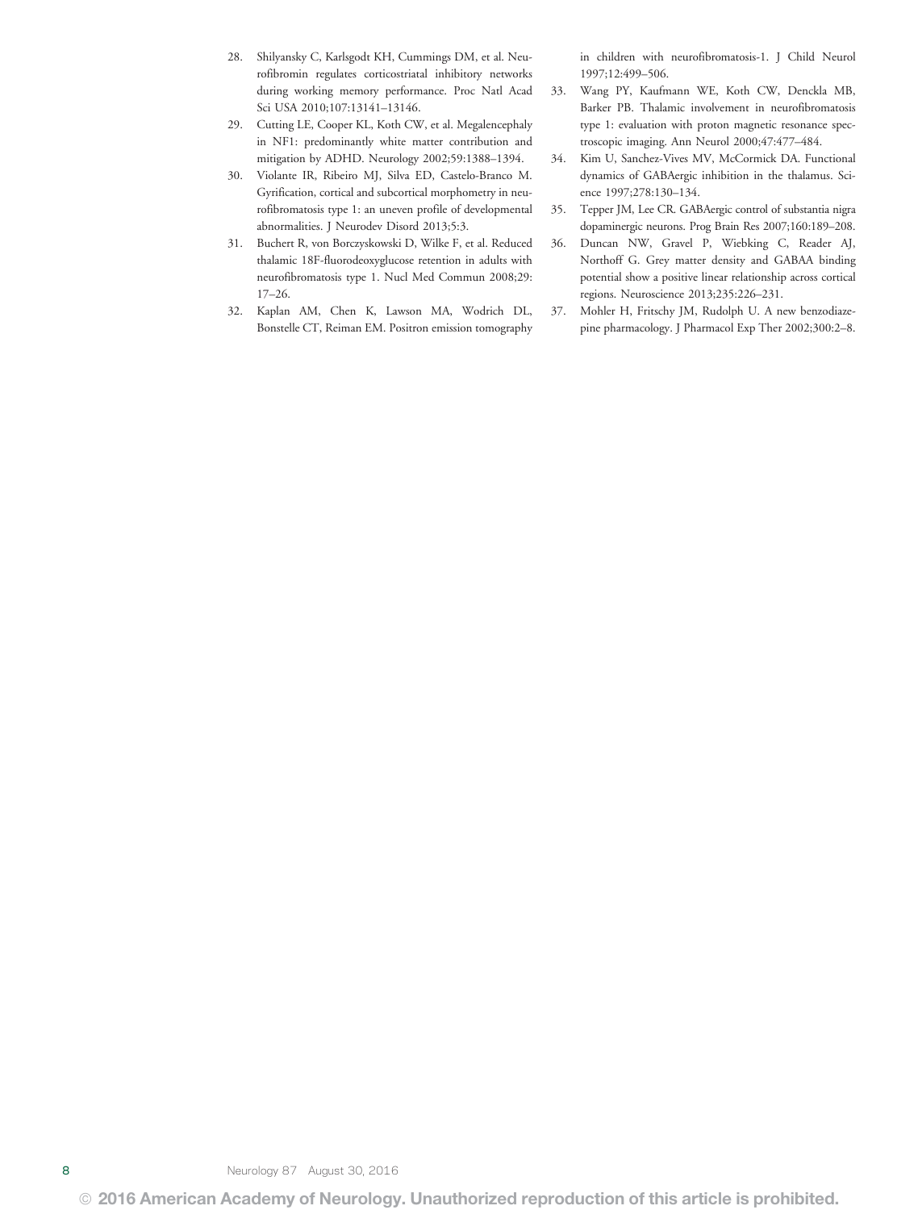28. Shilyansky C, Karlsgodt KH, Cummings DM, et al. Neurofibromin regulates corticostriatal inhibitory networks during working memory performance. Proc Natl Acad Sci USA 2010;107:13141–13146.
29. Cutting LE, Cooper KL, Koth CW, et al. Megalencephaly in NF1: predominantly white matter contribution and mitigation by ADHD. Neurology 2002;59:1388–1394.
30. Violante IR, Ribeiro MJ, Silva ED, Castelo-Branco M. Gyrification, cortical and subcortical morphometry in neurofibromatosis type 1: an uneven profile of developmental abnormalities. J Neurodev Disord 2013;5:3.
31. Buchert R, von Borczyskowski D, Wilke F, et al. Reduced thalamic 18F-fluorodeoxyglucose retention in adults with neurofibromatosis type 1. Nucl Med Commun 2008;29:17–26.
32. Kaplan AM, Chen K, Lawson MA, Wodrich DL, Bonstelle CT, Reiman EM. Positron emission tomography in children with neurofibromatosis-1. J Child Neurol 1997;12:499–506.
33. Wang PY, Kaufmann WE, Koth CW, Denckla MB, Barker PB. Thalamic involvement in neurofibromatosis type 1: evaluation with proton magnetic resonance spectroscopic imaging. Ann Neurol 2000;47:477–484.
34. Kim U, Sanchez-Vives MV, McCormick DA. Functional dynamics of GABAergic inhibition in the thalamus. Science 1997;278:130–134.
35. Tepper JM, Lee CR. GABAergic control of substantia nigra dopaminergic neurons. Prog Brain Res 2007;160:189–208.
36. Duncan NW, Gravel P, Wiebking C, Reader AJ, Northoff G. Grey matter density and GABAA binding potential show a positive linear relationship across cortical regions. Neuroscience 2013;235:226–231.
37. Mohler H, Fritschy JM, Rudolph U. A new benzodiazepine pharmacology. J Pharmacol Exp Ther 2002;300:2–8.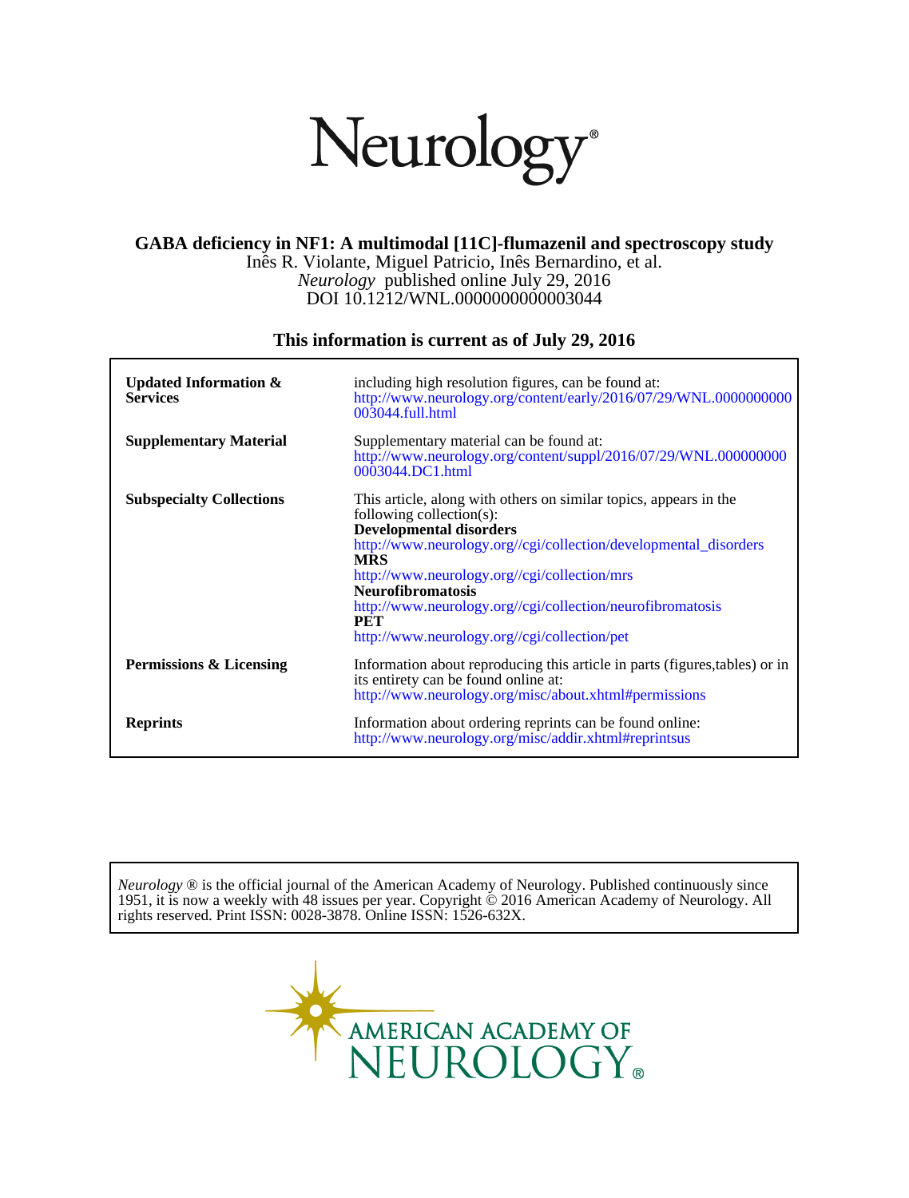# Neurology®

**GABA deficiency in NF1: A multimodal [11C]-flumazenil and spectroscopy study**

Inês R. Violante, Miguel Patricio, Inês Bernardino, et al.

*Neurology* published online July 29, 2016

DOI 10.1212/WNL.0000000000003044

**This information is current as of July 29, 2016**

| | |
|---|---|
| **Updated Information & Services** | including high resolution figures, can be found at: http://www.neurology.org/content/early/2016/07/29/WNL.0000000000003044.full.html |
| **Supplementary Material** | Supplementary material can be found at: http://www.neurology.org/content/suppl/2016/07/29/WNL.0000000000003044.DC1.html |
| **Subspecialty Collections** | This article, along with others on similar topics, appears in the following collection(s): **Developmental disorders** http://www.neurology.org//cgi/collection/developmental_disorders **MRS** http://www.neurology.org//cgi/collection/mrs **Neurofibromatosis** http://www.neurology.org//cgi/collection/neurofibromatosis **PET** http://www.neurology.org//cgi/collection/pet |
| **Permissions & Licensing** | Information about reproducing this article in parts (figures,tables) or in its entirety can be found online at: http://www.neurology.org/misc/about.xhtml#permissions |
| **Reprints** | Information about ordering reprints can be found online: http://www.neurology.org/misc/addir.xhtml#reprintsus |

*Neurology* ® is the official journal of the American Academy of Neurology. Published continuously since 1951, it is now a weekly with 48 issues per year. Copyright © 2016 American Academy of Neurology. All rights reserved. Print ISSN: 0028-3878. Online ISSN: 1526-632X.

AMERICAN ACADEMY OF NEUROLOGY®